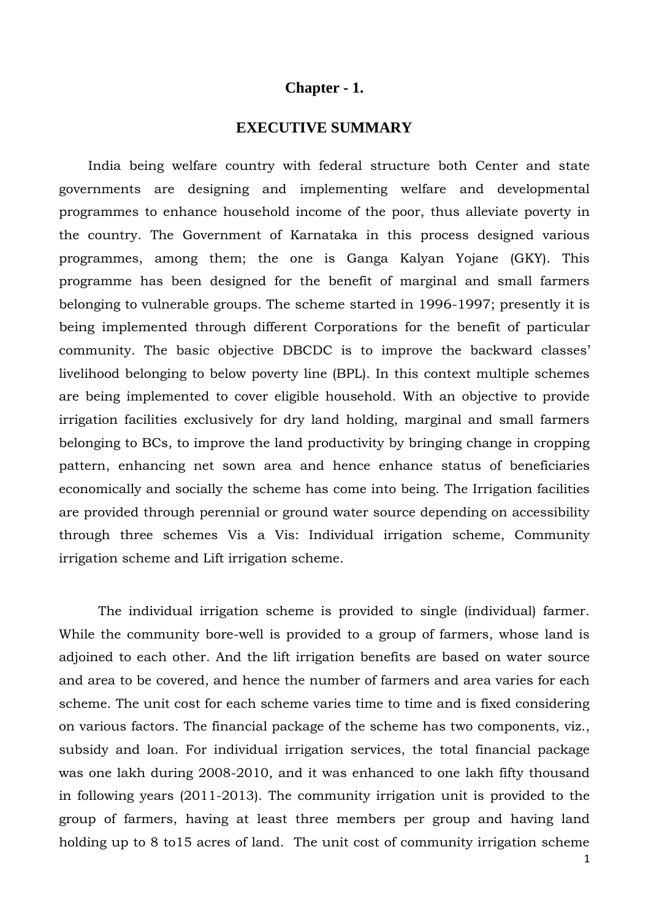# Chapter - 1.

## EXECUTIVE SUMMARY

India being welfare country with federal structure both Center and state governments are designing and implementing welfare and developmental programmes to enhance household income of the poor, thus alleviate poverty in the country. The Government of Karnataka in this process designed various programmes, among them; the one is Ganga Kalyan Yojane (GKY). This programme has been designed for the benefit of marginal and small farmers belonging to vulnerable groups. The scheme started in 1996-1997; presently it is being implemented through different Corporations for the benefit of particular community. The basic objective DBCDC is to improve the backward classes' livelihood belonging to below poverty line (BPL). In this context multiple schemes are being implemented to cover eligible household. With an objective to provide irrigation facilities exclusively for dry land holding, marginal and small farmers belonging to BCs, to improve the land productivity by bringing change in cropping pattern, enhancing net sown area and hence enhance status of beneficiaries economically and socially the scheme has come into being. The Irrigation facilities are provided through perennial or ground water source depending on accessibility through three schemes Vis a Vis: Individual irrigation scheme, Community irrigation scheme and Lift irrigation scheme.

The individual irrigation scheme is provided to single (individual) farmer. While the community bore-well is provided to a group of farmers, whose land is adjoined to each other. And the lift irrigation benefits are based on water source and area to be covered, and hence the number of farmers and area varies for each scheme. The unit cost for each scheme varies time to time and is fixed considering on various factors. The financial package of the scheme has two components, viz., subsidy and loan. For individual irrigation services, the total financial package was one lakh during 2008-2010, and it was enhanced to one lakh fifty thousand in following years (2011-2013). The community irrigation unit is provided to the group of farmers, having at least three members per group and having land holding up to 8 to15 acres of land. The unit cost of community irrigation scheme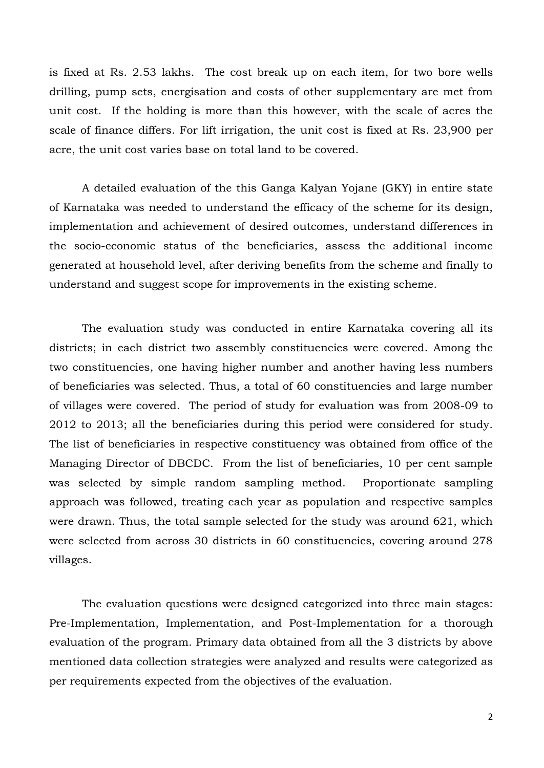is fixed at Rs. 2.53 lakhs. The cost break up on each item, for two bore wells drilling, pump sets, energisation and costs of other supplementary are met from unit cost. If the holding is more than this however, with the scale of acres the scale of finance differs. For lift irrigation, the unit cost is fixed at Rs. 23,900 per acre, the unit cost varies base on total land to be covered.

A detailed evaluation of the this Ganga Kalyan Yojane (GKY) in entire state of Karnataka was needed to understand the efficacy of the scheme for its design, implementation and achievement of desired outcomes, understand differences in the socio-economic status of the beneficiaries, assess the additional income generated at household level, after deriving benefits from the scheme and finally to understand and suggest scope for improvements in the existing scheme.

The evaluation study was conducted in entire Karnataka covering all its districts; in each district two assembly constituencies were covered. Among the two constituencies, one having higher number and another having less numbers of beneficiaries was selected. Thus, a total of 60 constituencies and large number of villages were covered. The period of study for evaluation was from 2008-09 to 2012 to 2013; all the beneficiaries during this period were considered for study. The list of beneficiaries in respective constituency was obtained from office of the Managing Director of DBCDC. From the list of beneficiaries, 10 per cent sample was selected by simple random sampling method. Proportionate sampling approach was followed, treating each year as population and respective samples were drawn. Thus, the total sample selected for the study was around 621, which were selected from across 30 districts in 60 constituencies, covering around 278 villages.

The evaluation questions were designed categorized into three main stages: Pre-Implementation, Implementation, and Post-Implementation for a thorough evaluation of the program. Primary data obtained from all the 3 districts by above mentioned data collection strategies were analyzed and results were categorized as per requirements expected from the objectives of the evaluation.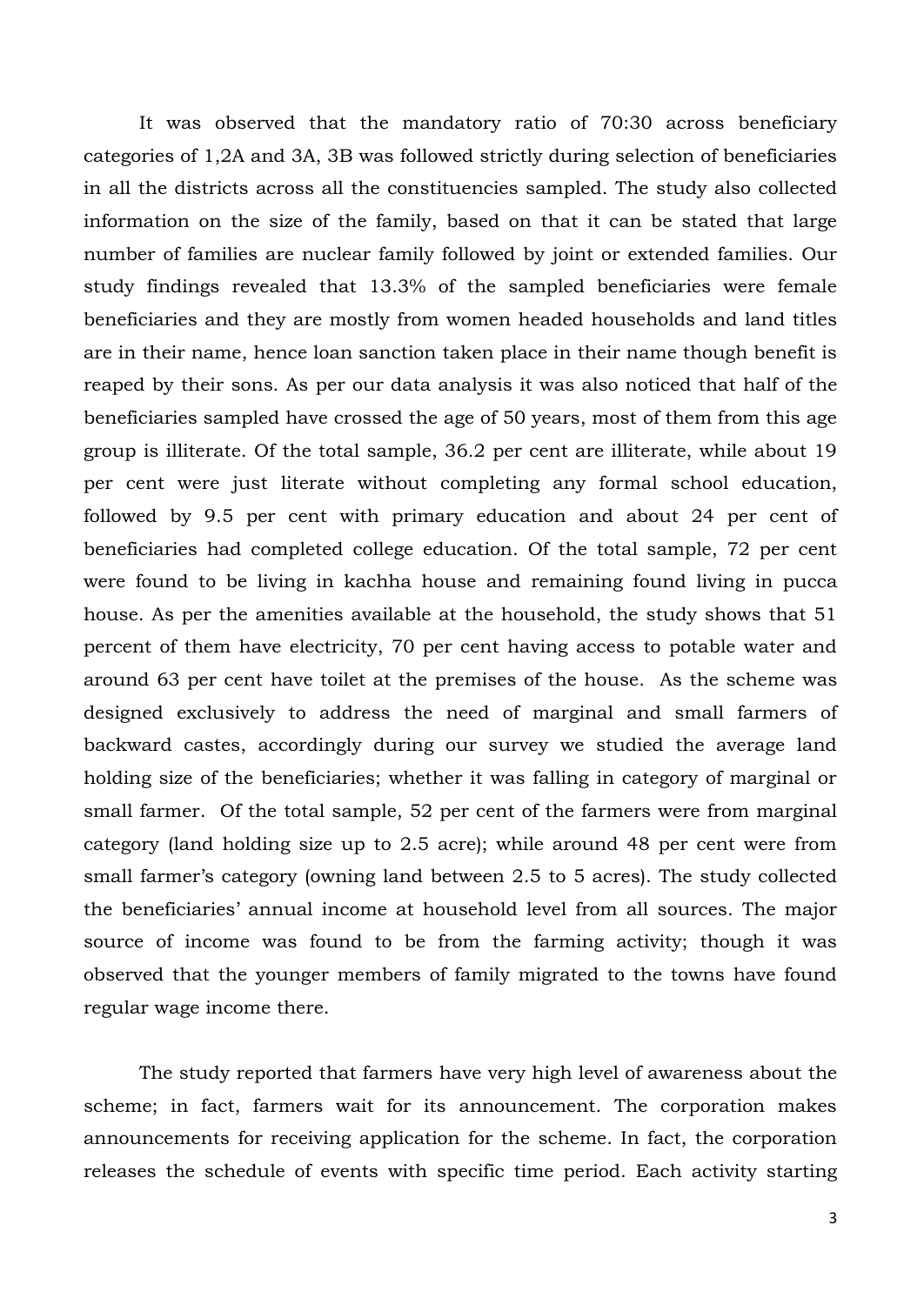It was observed that the mandatory ratio of 70:30 across beneficiary categories of 1,2A and 3A, 3B was followed strictly during selection of beneficiaries in all the districts across all the constituencies sampled. The study also collected information on the size of the family, based on that it can be stated that large number of families are nuclear family followed by joint or extended families. Our study findings revealed that 13.3% of the sampled beneficiaries were female beneficiaries and they are mostly from women headed households and land titles are in their name, hence loan sanction taken place in their name though benefit is reaped by their sons. As per our data analysis it was also noticed that half of the beneficiaries sampled have crossed the age of 50 years, most of them from this age group is illiterate. Of the total sample, 36.2 per cent are illiterate, while about 19 per cent were just literate without completing any formal school education, followed by 9.5 per cent with primary education and about 24 per cent of beneficiaries had completed college education. Of the total sample, 72 per cent were found to be living in kachha house and remaining found living in pucca house. As per the amenities available at the household, the study shows that 51 percent of them have electricity, 70 per cent having access to potable water and around 63 per cent have toilet at the premises of the house. As the scheme was designed exclusively to address the need of marginal and small farmers of backward castes, accordingly during our survey we studied the average land holding size of the beneficiaries; whether it was falling in category of marginal or small farmer. Of the total sample, 52 per cent of the farmers were from marginal category (land holding size up to 2.5 acre); while around 48 per cent were from small farmer's category (owning land between 2.5 to 5 acres). The study collected the beneficiaries' annual income at household level from all sources. The major source of income was found to be from the farming activity; though it was observed that the younger members of family migrated to the towns have found regular wage income there.

The study reported that farmers have very high level of awareness about the scheme; in fact, farmers wait for its announcement. The corporation makes announcements for receiving application for the scheme. In fact, the corporation releases the schedule of events with specific time period. Each activity starting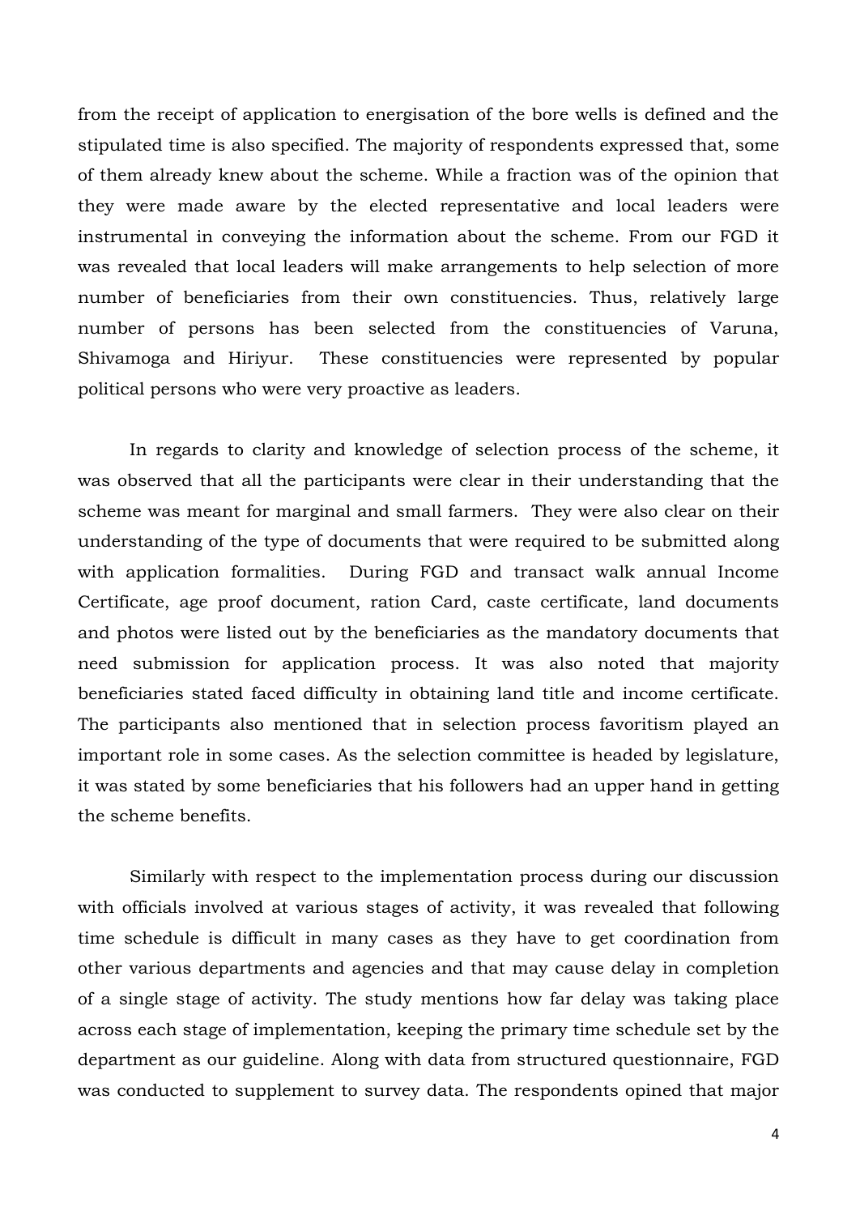from the receipt of application to energisation of the bore wells is defined and the stipulated time is also specified. The majority of respondents expressed that, some of them already knew about the scheme. While a fraction was of the opinion that they were made aware by the elected representative and local leaders were instrumental in conveying the information about the scheme. From our FGD it was revealed that local leaders will make arrangements to help selection of more number of beneficiaries from their own constituencies. Thus, relatively large number of persons has been selected from the constituencies of Varuna, Shivamoga and Hiriyur. These constituencies were represented by popular political persons who were very proactive as leaders.

In regards to clarity and knowledge of selection process of the scheme, it was observed that all the participants were clear in their understanding that the scheme was meant for marginal and small farmers. They were also clear on their understanding of the type of documents that were required to be submitted along with application formalities. During FGD and transact walk annual Income Certificate, age proof document, ration Card, caste certificate, land documents and photos were listed out by the beneficiaries as the mandatory documents that need submission for application process. It was also noted that majority beneficiaries stated faced difficulty in obtaining land title and income certificate. The participants also mentioned that in selection process favoritism played an important role in some cases. As the selection committee is headed by legislature, it was stated by some beneficiaries that his followers had an upper hand in getting the scheme benefits.

Similarly with respect to the implementation process during our discussion with officials involved at various stages of activity, it was revealed that following time schedule is difficult in many cases as they have to get coordination from other various departments and agencies and that may cause delay in completion of a single stage of activity. The study mentions how far delay was taking place across each stage of implementation, keeping the primary time schedule set by the department as our guideline. Along with data from structured questionnaire, FGD was conducted to supplement to survey data. The respondents opined that major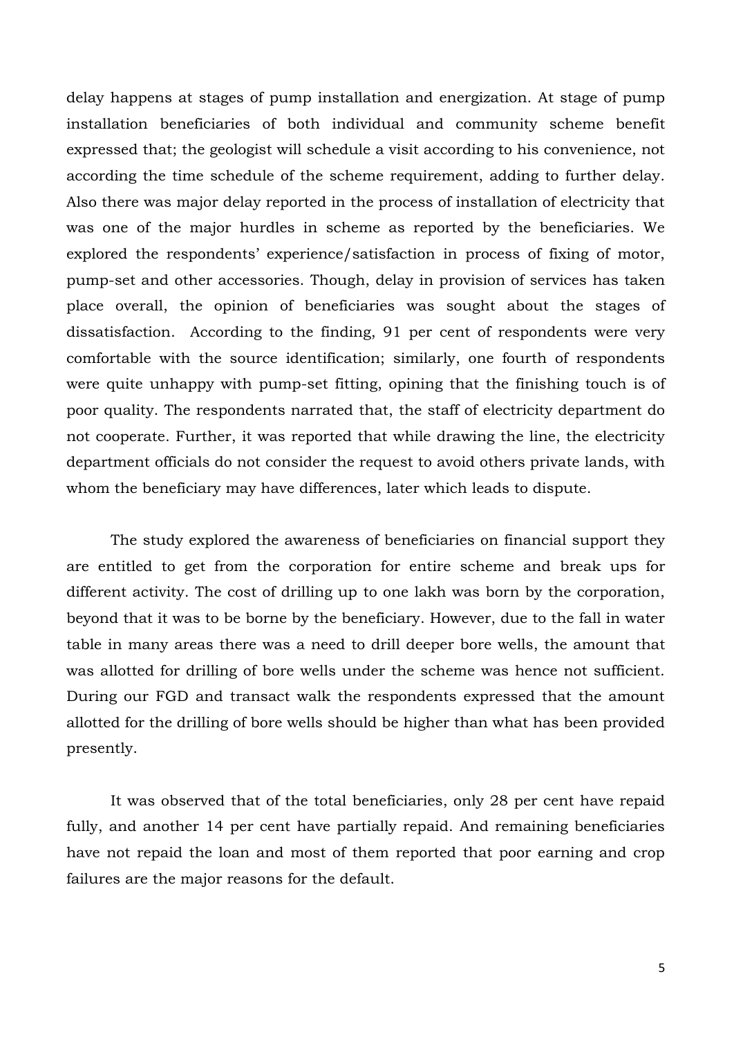delay happens at stages of pump installation and energization. At stage of pump installation beneficiaries of both individual and community scheme benefit expressed that; the geologist will schedule a visit according to his convenience, not according the time schedule of the scheme requirement, adding to further delay. Also there was major delay reported in the process of installation of electricity that was one of the major hurdles in scheme as reported by the beneficiaries. We explored the respondents' experience/satisfaction in process of fixing of motor, pump-set and other accessories. Though, delay in provision of services has taken place overall, the opinion of beneficiaries was sought about the stages of dissatisfaction. According to the finding, 91 per cent of respondents were very comfortable with the source identification; similarly, one fourth of respondents were quite unhappy with pump-set fitting, opining that the finishing touch is of poor quality. The respondents narrated that, the staff of electricity department do not cooperate. Further, it was reported that while drawing the line, the electricity department officials do not consider the request to avoid others private lands, with whom the beneficiary may have differences, later which leads to dispute.

The study explored the awareness of beneficiaries on financial support they are entitled to get from the corporation for entire scheme and break ups for different activity. The cost of drilling up to one lakh was born by the corporation, beyond that it was to be borne by the beneficiary. However, due to the fall in water table in many areas there was a need to drill deeper bore wells, the amount that was allotted for drilling of bore wells under the scheme was hence not sufficient. During our FGD and transact walk the respondents expressed that the amount allotted for the drilling of bore wells should be higher than what has been provided presently.

It was observed that of the total beneficiaries, only 28 per cent have repaid fully, and another 14 per cent have partially repaid. And remaining beneficiaries have not repaid the loan and most of them reported that poor earning and crop failures are the major reasons for the default.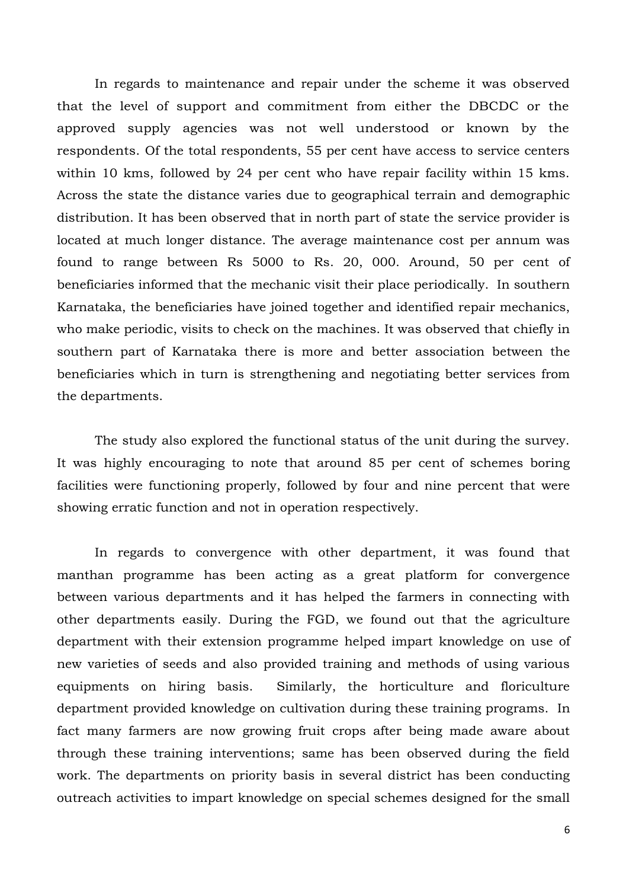In regards to maintenance and repair under the scheme it was observed that the level of support and commitment from either the DBCDC or the approved supply agencies was not well understood or known by the respondents. Of the total respondents, 55 per cent have access to service centers within 10 kms, followed by 24 per cent who have repair facility within 15 kms. Across the state the distance varies due to geographical terrain and demographic distribution. It has been observed that in north part of state the service provider is located at much longer distance. The average maintenance cost per annum was found to range between Rs 5000 to Rs. 20, 000. Around, 50 per cent of beneficiaries informed that the mechanic visit their place periodically. In southern Karnataka, the beneficiaries have joined together and identified repair mechanics, who make periodic, visits to check on the machines. It was observed that chiefly in southern part of Karnataka there is more and better association between the beneficiaries which in turn is strengthening and negotiating better services from the departments.

The study also explored the functional status of the unit during the survey. It was highly encouraging to note that around 85 per cent of schemes boring facilities were functioning properly, followed by four and nine percent that were showing erratic function and not in operation respectively.

In regards to convergence with other department, it was found that manthan programme has been acting as a great platform for convergence between various departments and it has helped the farmers in connecting with other departments easily. During the FGD, we found out that the agriculture department with their extension programme helped impart knowledge on use of new varieties of seeds and also provided training and methods of using various equipments on hiring basis. Similarly, the horticulture and floriculture department provided knowledge on cultivation during these training programs. In fact many farmers are now growing fruit crops after being made aware about through these training interventions; same has been observed during the field work. The departments on priority basis in several district has been conducting outreach activities to impart knowledge on special schemes designed for the small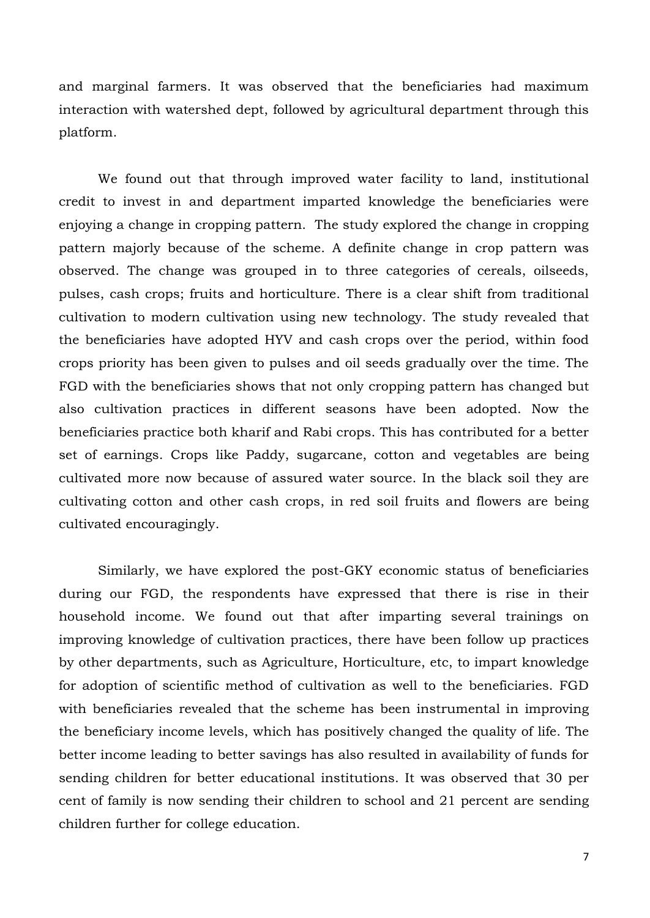and marginal farmers. It was observed that the beneficiaries had maximum interaction with watershed dept, followed by agricultural department through this platform.

We found out that through improved water facility to land, institutional credit to invest in and department imparted knowledge the beneficiaries were enjoying a change in cropping pattern. The study explored the change in cropping pattern majorly because of the scheme. A definite change in crop pattern was observed. The change was grouped in to three categories of cereals, oilseeds, pulses, cash crops; fruits and horticulture. There is a clear shift from traditional cultivation to modern cultivation using new technology. The study revealed that the beneficiaries have adopted HYV and cash crops over the period, within food crops priority has been given to pulses and oil seeds gradually over the time. The FGD with the beneficiaries shows that not only cropping pattern has changed but also cultivation practices in different seasons have been adopted. Now the beneficiaries practice both kharif and Rabi crops. This has contributed for a better set of earnings. Crops like Paddy, sugarcane, cotton and vegetables are being cultivated more now because of assured water source. In the black soil they are cultivating cotton and other cash crops, in red soil fruits and flowers are being cultivated encouragingly.

Similarly, we have explored the post-GKY economic status of beneficiaries during our FGD, the respondents have expressed that there is rise in their household income. We found out that after imparting several trainings on improving knowledge of cultivation practices, there have been follow up practices by other departments, such as Agriculture, Horticulture, etc, to impart knowledge for adoption of scientific method of cultivation as well to the beneficiaries. FGD with beneficiaries revealed that the scheme has been instrumental in improving the beneficiary income levels, which has positively changed the quality of life. The better income leading to better savings has also resulted in availability of funds for sending children for better educational institutions. It was observed that 30 per cent of family is now sending their children to school and 21 percent are sending children further for college education.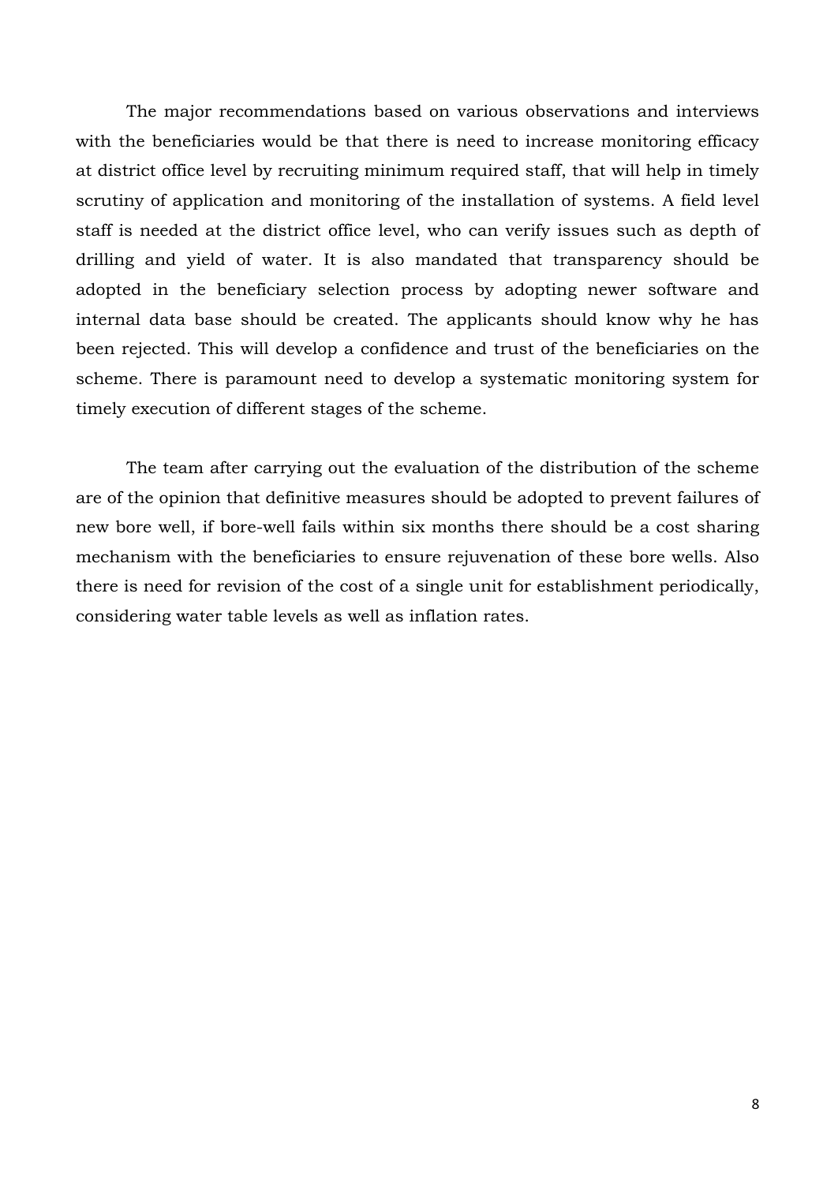The major recommendations based on various observations and interviews with the beneficiaries would be that there is need to increase monitoring efficacy at district office level by recruiting minimum required staff, that will help in timely scrutiny of application and monitoring of the installation of systems. A field level staff is needed at the district office level, who can verify issues such as depth of drilling and yield of water. It is also mandated that transparency should be adopted in the beneficiary selection process by adopting newer software and internal data base should be created. The applicants should know why he has been rejected. This will develop a confidence and trust of the beneficiaries on the scheme. There is paramount need to develop a systematic monitoring system for timely execution of different stages of the scheme.

The team after carrying out the evaluation of the distribution of the scheme are of the opinion that definitive measures should be adopted to prevent failures of new bore well, if bore-well fails within six months there should be a cost sharing mechanism with the beneficiaries to ensure rejuvenation of these bore wells. Also there is need for revision of the cost of a single unit for establishment periodically, considering water table levels as well as inflation rates.